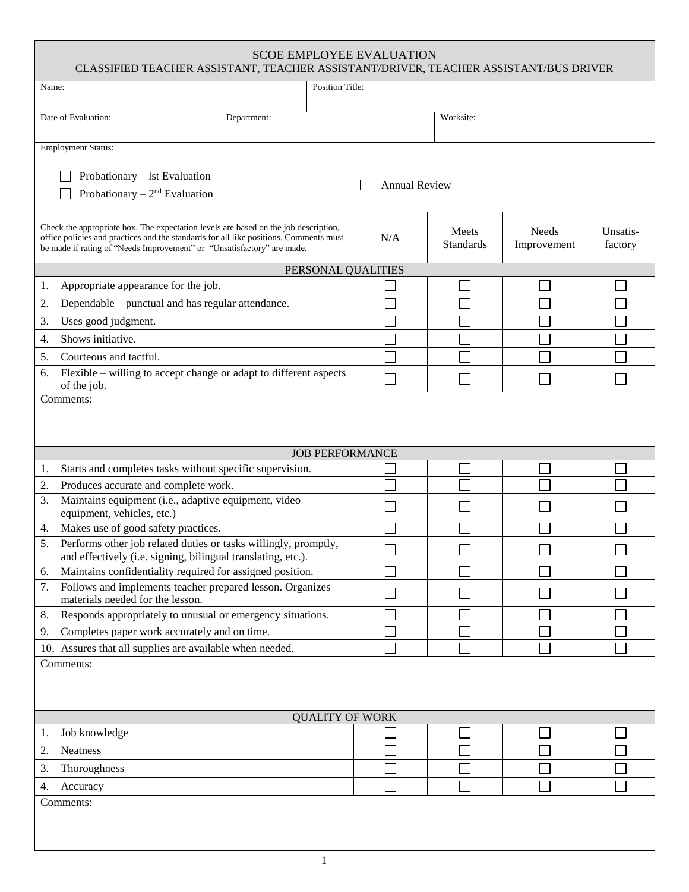# SCOE EMPLOYEE EVALUATION

## CLASSIFIED TEACHER ASSISTANT, TEACHER ASSISTANT/DRIVER, TEACHER ASSISTANT/BUS DRIVER

| Name: | Position Title: |
|---|---|

| Date of Evaluation: | Department: | Worksite: |
|---|---|---|

Employment Status:

- ☐ Probationary – lst Evaluation
- ☐ Probationary – 2nd Evaluation
- ☐ Annual Review

| Check the appropriate box. The expectation levels are based on the job description, office policies and practices and the standards for all like positions. Comments must be made if rating of "Needs Improvement" or "Unsatisfactory" are made. | N/A | Meets Standards | Needs Improvement | Unsatis-factory |
|---|---|---|---|---|
| **PERSONAL QUALITIES** | | | | |
| 1. Appropriate appearance for the job. | ☐ | ☐ | ☐ | ☐ |
| 2. Dependable – punctual and has regular attendance. | ☐ | ☐ | ☐ | ☐ |
| 3. Uses good judgment. | ☐ | ☐ | ☐ | ☐ |
| 4. Shows initiative. | ☐ | ☐ | ☐ | ☐ |
| 5. Courteous and tactful. | ☐ | ☐ | ☐ | ☐ |
| 6. Flexible – willing to accept change or adapt to different aspects of the job. | ☐ | ☐ | ☐ | ☐ |
| Comments: | | | | |
| **JOB PERFORMANCE** | | | | |
| 1. Starts and completes tasks without specific supervision. | ☐ | ☐ | ☐ | ☐ |
| 2. Produces accurate and complete work. | ☐ | ☐ | ☐ | ☐ |
| 3. Maintains equipment (i.e., adaptive equipment, video equipment, vehicles, etc.) | ☐ | ☐ | ☐ | ☐ |
| 4. Makes use of good safety practices. | ☐ | ☐ | ☐ | ☐ |
| 5. Performs other job related duties or tasks willingly, promptly, and effectively (i.e. signing, bilingual translating, etc.). | ☐ | ☐ | ☐ | ☐ |
| 6. Maintains confidentiality required for assigned position. | ☐ | ☐ | ☐ | ☐ |
| 7. Follows and implements teacher prepared lesson. Organizes materials needed for the lesson. | ☐ | ☐ | ☐ | ☐ |
| 8. Responds appropriately to unusual or emergency situations. | ☐ | ☐ | ☐ | ☐ |
| 9. Completes paper work accurately and on time. | ☐ | ☐ | ☐ | ☐ |
| 10. Assures that all supplies are available when needed. | ☐ | ☐ | ☐ | ☐ |
| Comments: | | | | |
| **QUALITY OF WORK** | | | | |
| 1. Job knowledge | ☐ | ☐ | ☐ | ☐ |
| 2. Neatness | ☐ | ☐ | ☐ | ☐ |
| 3. Thoroughness | ☐ | ☐ | ☐ | ☐ |
| 4. Accuracy | ☐ | ☐ | ☐ | ☐ |
| Comments: | | | | |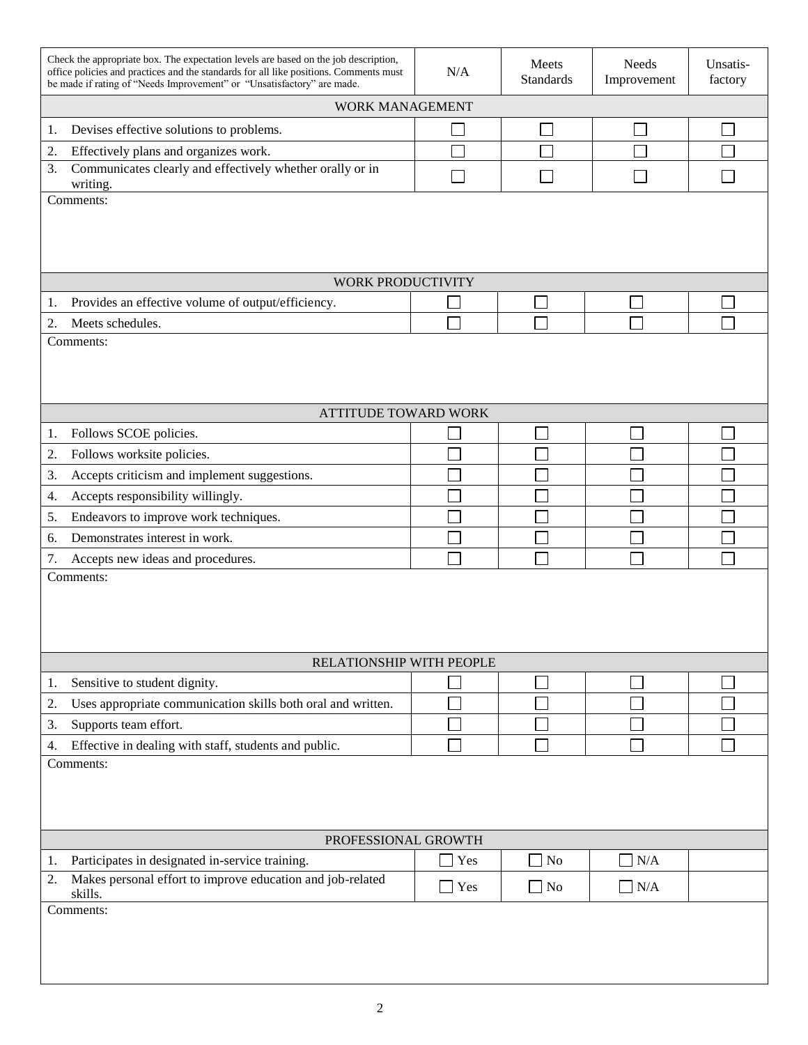| Check the appropriate box. The expectation levels are based on the job description, office policies and practices and the standards for all like positions. Comments must be made if rating of "Needs Improvement" or "Unsatisfactory" are made. | N/A | Meets Standards | Needs Improvement | Unsatis-factory |
|---|---|---|---|---|
| **WORK MANAGEMENT** | | | | |
| 1. Devises effective solutions to problems. | ☐ | ☐ | ☐ | ☐ |
| 2. Effectively plans and organizes work. | ☐ | ☐ | ☐ | ☐ |
| 3. Communicates clearly and effectively whether orally or in writing. | ☐ | ☐ | ☐ | ☐ |
| Comments: | | | | |
| **WORK PRODUCTIVITY** | | | | |
| 1. Provides an effective volume of output/efficiency. | ☐ | ☐ | ☐ | ☐ |
| 2. Meets schedules. | ☐ | ☐ | ☐ | ☐ |
| Comments: | | | | |
| **ATTITUDE TOWARD WORK** | | | | |
| 1. Follows SCOE policies. | ☐ | ☐ | ☐ | ☐ |
| 2. Follows worksite policies. | ☐ | ☐ | ☐ | ☐ |
| 3. Accepts criticism and implement suggestions. | ☐ | ☐ | ☐ | ☐ |
| 4. Accepts responsibility willingly. | ☐ | ☐ | ☐ | ☐ |
| 5. Endeavors to improve work techniques. | ☐ | ☐ | ☐ | ☐ |
| 6. Demonstrates interest in work. | ☐ | ☐ | ☐ | ☐ |
| 7. Accepts new ideas and procedures. | ☐ | ☐ | ☐ | ☐ |
| Comments: | | | | |
| **RELATIONSHIP WITH PEOPLE** | | | | |
| 1. Sensitive to student dignity. | ☐ | ☐ | ☐ | ☐ |
| 2. Uses appropriate communication skills both oral and written. | ☐ | ☐ | ☐ | ☐ |
| 3. Supports team effort. | ☐ | ☐ | ☐ | ☐ |
| 4. Effective in dealing with staff, students and public. | ☐ | ☐ | ☐ | ☐ |
| Comments: | | | | |
| **PROFESSIONAL GROWTH** | | | | |
| 1. Participates in designated in-service training. | ☐ Yes | ☐ No | ☐ N/A | |
| 2. Makes personal effort to improve education and job-related skills. | ☐ Yes | ☐ No | ☐ N/A | |
| Comments: | | | | |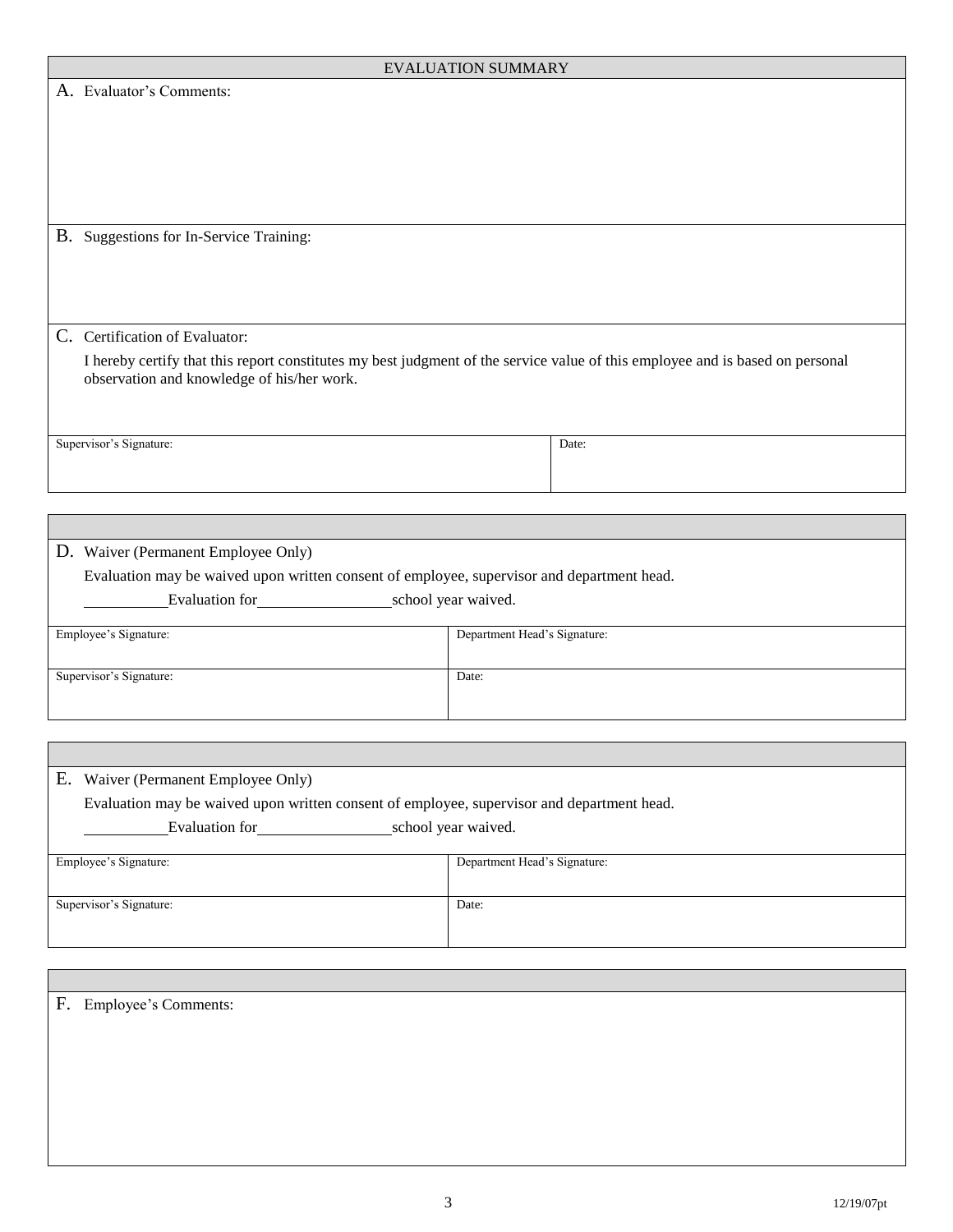## EVALUATION SUMMARY

A. Evaluator's Comments:

B. Suggestions for In-Service Training:

C. Certification of Evaluator:

I hereby certify that this report constitutes my best judgment of the service value of this employee and is based on personal observation and knowledge of his/her work.

| Supervisor's Signature: | Date: |
|---|---|
| | |

D. Waiver (Permanent Employee Only)

Evaluation may be waived upon written consent of employee, supervisor and department head.

\_\_\_\_\_\_\_\_\_\_ Evaluation for \_\_\_\_\_\_\_\_\_\_\_\_\_\_\_\_ school year waived.

| Employee's Signature: | Department Head's Signature: |
|---|---|
| Supervisor's Signature: | Date: |

E. Waiver (Permanent Employee Only)

Evaluation may be waived upon written consent of employee, supervisor and department head.

\_\_\_\_\_\_\_\_\_\_ Evaluation for \_\_\_\_\_\_\_\_\_\_\_\_\_\_\_\_ school year waived.

| Employee's Signature: | Department Head's Signature: |
|---|---|
| Supervisor's Signature: | Date: |

F. Employee's Comments:

12/19/07pt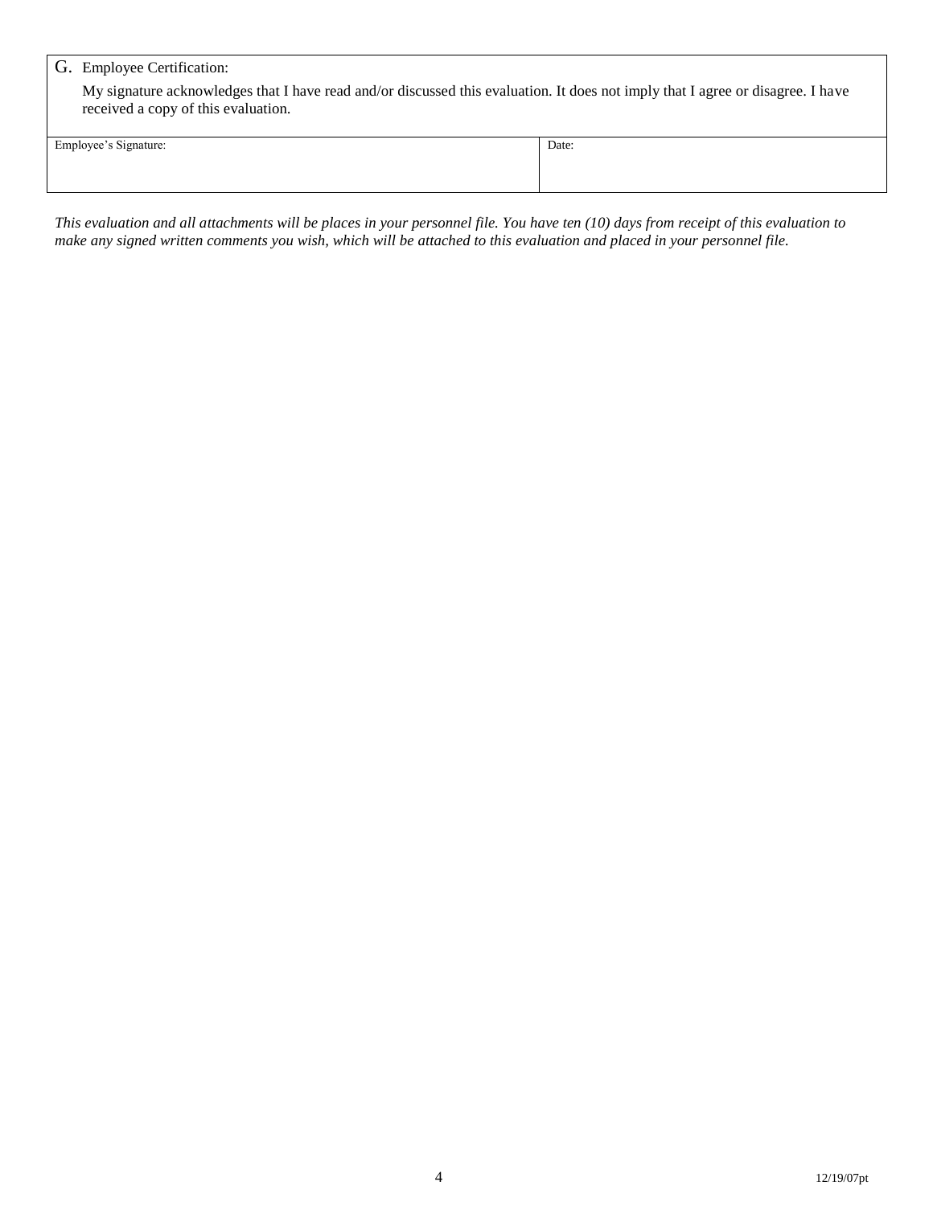G. Employee Certification:

My signature acknowledges that I have read and/or discussed this evaluation. It does not imply that I agree or disagree. I have received a copy of this evaluation.

| | |
|---|---|
| Employee's Signature: | Date: |

*This evaluation and all attachments will be places in your personnel file. You have ten (10) days from receipt of this evaluation to make any signed written comments you wish, which will be attached to this evaluation and placed in your personnel file.*

12/19/07pt